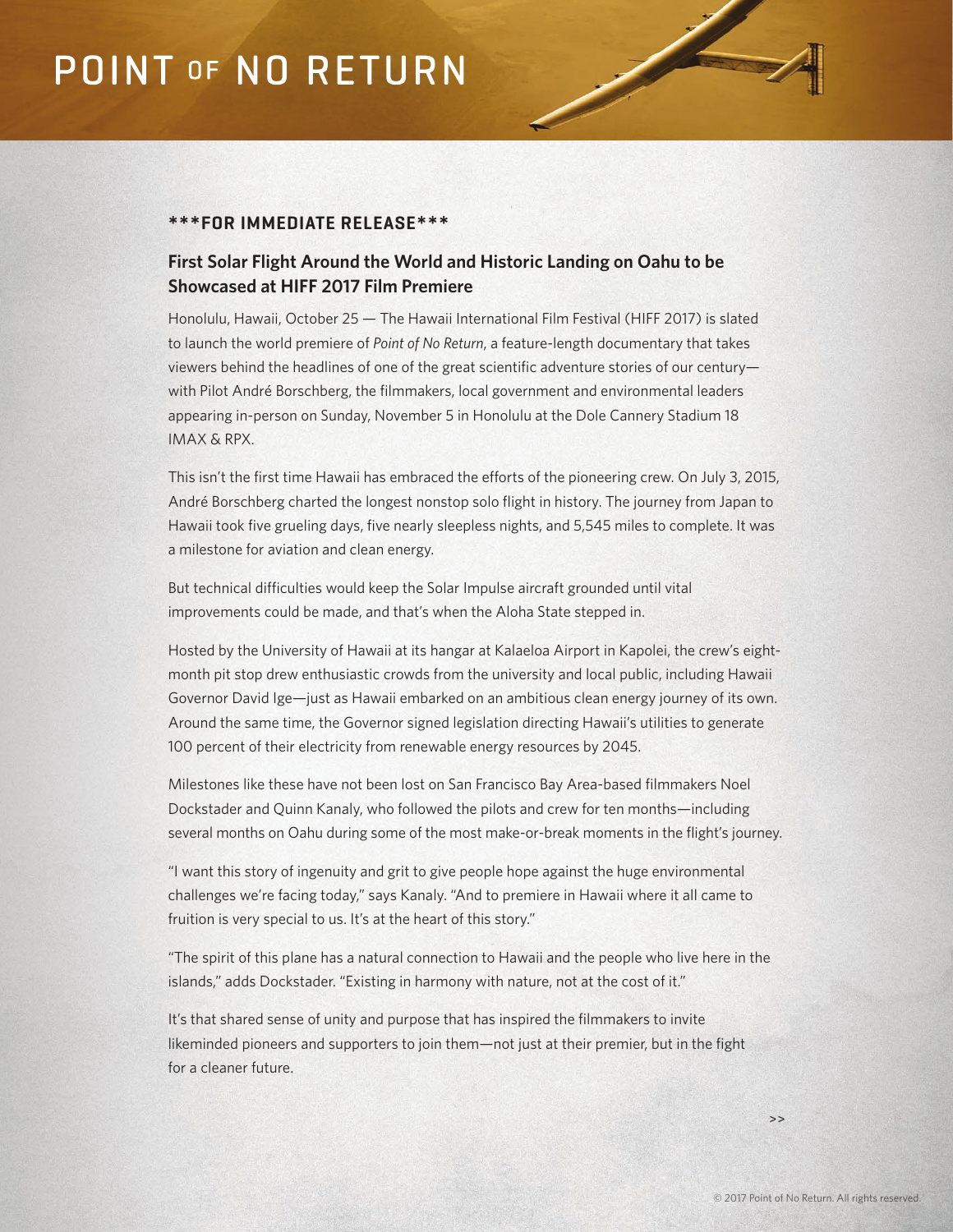# POINT OF NO RETURN

**\*\*\*FOR IMMEDIATE RELEASE\*\*\***

## First Solar Flight Around the World and Historic Landing on Oahu to be Showcased at HIFF 2017 Film Premiere

Honolulu, Hawaii, October 25 — The Hawaii International Film Festival (HIFF 2017) is slated to launch the world premiere of *Point of No Return*, a feature-length documentary that takes viewers behind the headlines of one of the great scientific adventure stories of our century—with Pilot André Borschberg, the filmmakers, local government and environmental leaders appearing in-person on Sunday, November 5 in Honolulu at the Dole Cannery Stadium 18 IMAX & RPX.

This isn't the first time Hawaii has embraced the efforts of the pioneering crew. On July 3, 2015, André Borschberg charted the longest nonstop solo flight in history. The journey from Japan to Hawaii took five grueling days, five nearly sleepless nights, and 5,545 miles to complete. It was a milestone for aviation and clean energy.

But technical difficulties would keep the Solar Impulse aircraft grounded until vital improvements could be made, and that's when the Aloha State stepped in.

Hosted by the University of Hawaii at its hangar at Kalaeloa Airport in Kapolei, the crew's eight-month pit stop drew enthusiastic crowds from the university and local public, including Hawaii Governor David Ige—just as Hawaii embarked on an ambitious clean energy journey of its own. Around the same time, the Governor signed legislation directing Hawaii's utilities to generate 100 percent of their electricity from renewable energy resources by 2045.

Milestones like these have not been lost on San Francisco Bay Area-based filmmakers Noel Dockstader and Quinn Kanaly, who followed the pilots and crew for ten months—including several months on Oahu during some of the most make-or-break moments in the flight's journey.

"I want this story of ingenuity and grit to give people hope against the huge environmental challenges we're facing today," says Kanaly. "And to premiere in Hawaii where it all came to fruition is very special to us. It's at the heart of this story."

"The spirit of this plane has a natural connection to Hawaii and the people who live here in the islands," adds Dockstader. "Existing in harmony with nature, not at the cost of it."

It's that shared sense of unity and purpose that has inspired the filmmakers to invite likeminded pioneers and supporters to join them—not just at their premier, but in the fight for a cleaner future.

>>

© 2017 Point of No Return. All rights reserved.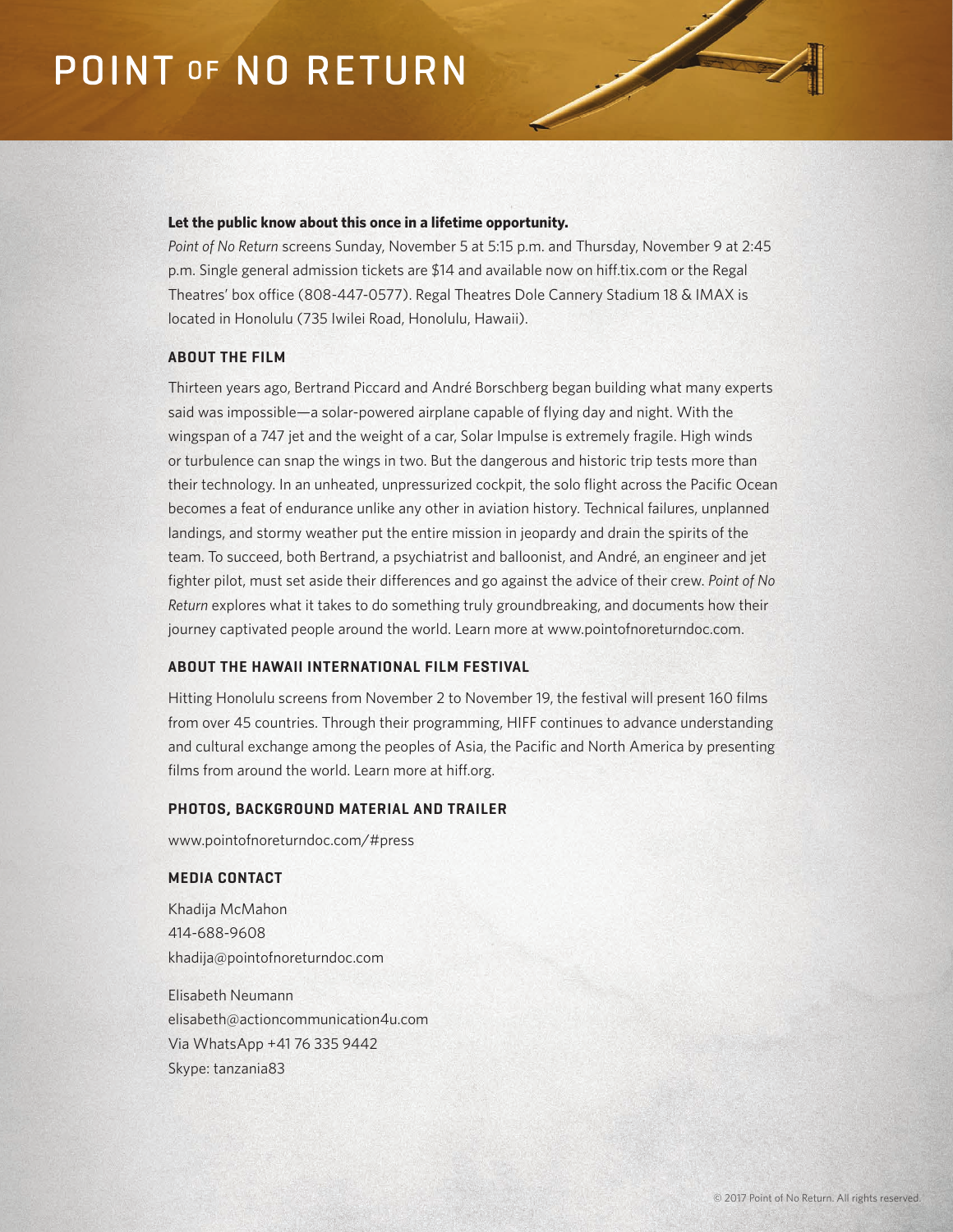# POINT OF NO RETURN

**Let the public know about this once in a lifetime opportunity.**

*Point of No Return* screens Sunday, November 5 at 5:15 p.m. and Thursday, November 9 at 2:45 p.m. Single general admission tickets are $14 and available now on hiff.tix.com or the Regal Theatres' box office (808-447-0577). Regal Theatres Dole Cannery Stadium 18 & IMAX is located in Honolulu (735 Iwilei Road, Honolulu, Hawaii).

## ABOUT THE FILM

Thirteen years ago, Bertrand Piccard and André Borschberg began building what many experts said was impossible—a solar-powered airplane capable of flying day and night. With the wingspan of a 747 jet and the weight of a car, Solar Impulse is extremely fragile. High winds or turbulence can snap the wings in two. But the dangerous and historic trip tests more than their technology. In an unheated, unpressurized cockpit, the solo flight across the Pacific Ocean becomes a feat of endurance unlike any other in aviation history. Technical failures, unplanned landings, and stormy weather put the entire mission in jeopardy and drain the spirits of the team. To succeed, both Bertrand, a psychiatrist and balloonist, and André, an engineer and jet fighter pilot, must set aside their differences and go against the advice of their crew. *Point of No Return* explores what it takes to do something truly groundbreaking, and documents how their journey captivated people around the world. Learn more at www.pointofnoreturndoc.com.

## ABOUT THE HAWAII INTERNATIONAL FILM FESTIVAL

Hitting Honolulu screens from November 2 to November 19, the festival will present 160 films from over 45 countries. Through their programming, HIFF continues to advance understanding and cultural exchange among the peoples of Asia, the Pacific and North America by presenting films from around the world. Learn more at hiff.org.

## PHOTOS, BACKGROUND MATERIAL AND TRAILER

www.pointofnoreturndoc.com/#press

## MEDIA CONTACT

Khadija McMahon
414-688-9608
khadija@pointofnoreturndoc.com

Elisabeth Neumann
elisabeth@actioncommunication4u.com
Via WhatsApp +41 76 335 9442
Skype: tanzania83

© 2017 Point of No Return. All rights reserved.